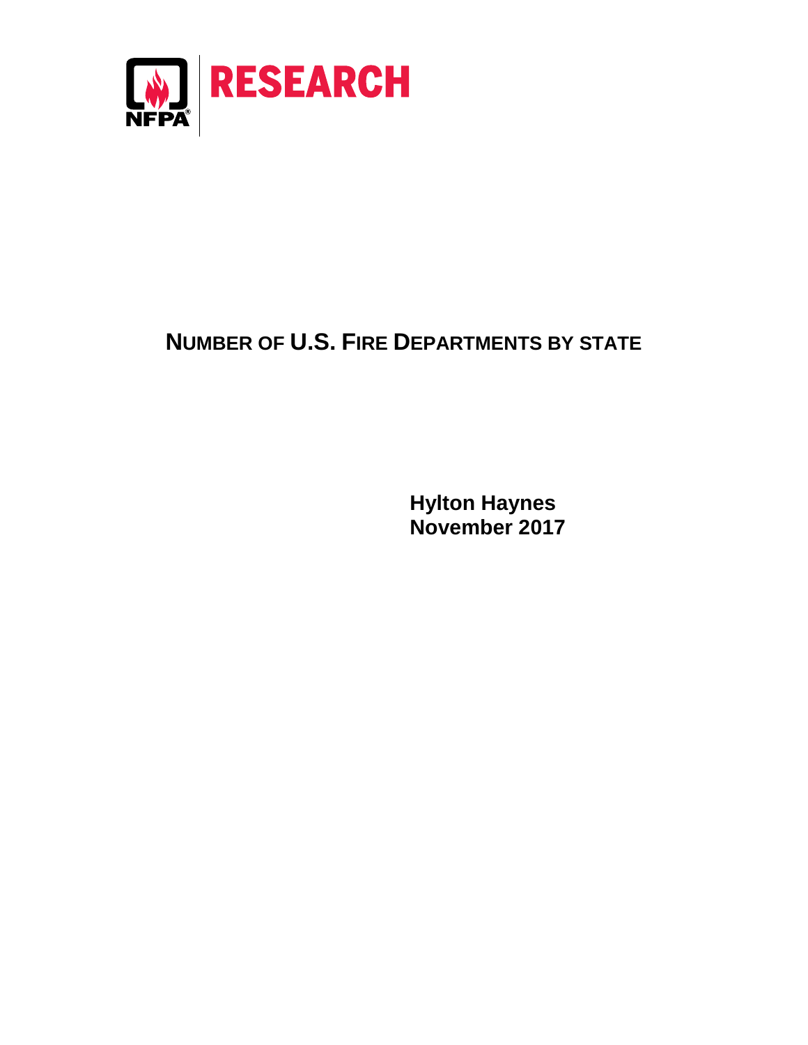NFPA RESEARCH

# NUMBER OF U.S. FIRE DEPARTMENTS BY STATE

**Hylton Haynes**
**November 2017**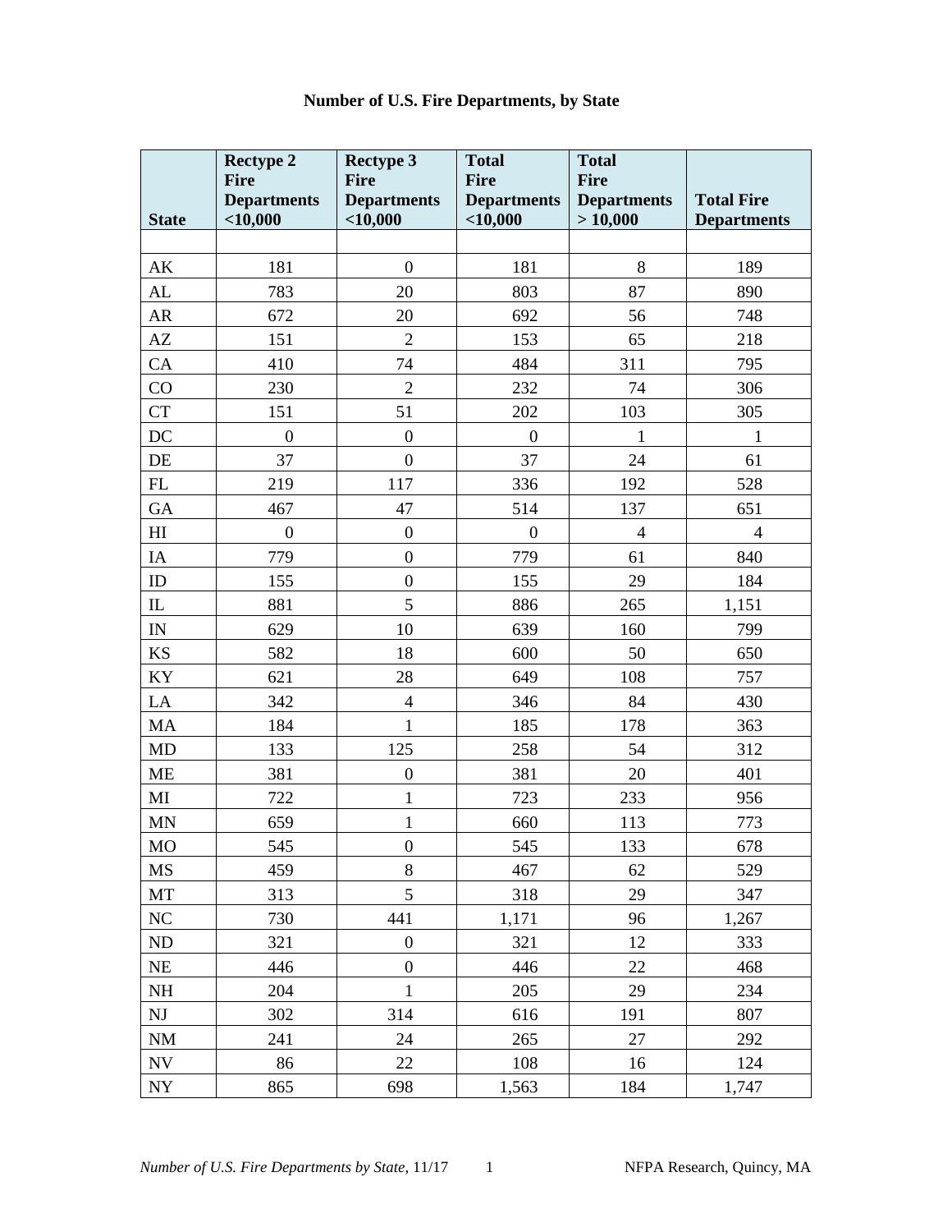# Number of U.S. Fire Departments, by State

| State | Rectype 2 Fire Departments <10,000 | Rectype 3 Fire Departments <10,000 | Total Fire Departments <10,000 | Total Fire Departments > 10,000 | Total Fire Departments |
|---|---|---|---|---|---|
| | | | | | |
| AK | 181 | 0 | 181 | 8 | 189 |
| AL | 783 | 20 | 803 | 87 | 890 |
| AR | 672 | 20 | 692 | 56 | 748 |
| AZ | 151 | 2 | 153 | 65 | 218 |
| CA | 410 | 74 | 484 | 311 | 795 |
| CO | 230 | 2 | 232 | 74 | 306 |
| CT | 151 | 51 | 202 | 103 | 305 |
| DC | 0 | 0 | 0 | 1 | 1 |
| DE | 37 | 0 | 37 | 24 | 61 |
| FL | 219 | 117 | 336 | 192 | 528 |
| GA | 467 | 47 | 514 | 137 | 651 |
| HI | 0 | 0 | 0 | 4 | 4 |
| IA | 779 | 0 | 779 | 61 | 840 |
| ID | 155 | 0 | 155 | 29 | 184 |
| IL | 881 | 5 | 886 | 265 | 1,151 |
| IN | 629 | 10 | 639 | 160 | 799 |
| KS | 582 | 18 | 600 | 50 | 650 |
| KY | 621 | 28 | 649 | 108 | 757 |
| LA | 342 | 4 | 346 | 84 | 430 |
| MA | 184 | 1 | 185 | 178 | 363 |
| MD | 133 | 125 | 258 | 54 | 312 |
| ME | 381 | 0 | 381 | 20 | 401 |
| MI | 722 | 1 | 723 | 233 | 956 |
| MN | 659 | 1 | 660 | 113 | 773 |
| MO | 545 | 0 | 545 | 133 | 678 |
| MS | 459 | 8 | 467 | 62 | 529 |
| MT | 313 | 5 | 318 | 29 | 347 |
| NC | 730 | 441 | 1,171 | 96 | 1,267 |
| ND | 321 | 0 | 321 | 12 | 333 |
| NE | 446 | 0 | 446 | 22 | 468 |
| NH | 204 | 1 | 205 | 29 | 234 |
| NJ | 302 | 314 | 616 | 191 | 807 |
| NM | 241 | 24 | 265 | 27 | 292 |
| NV | 86 | 22 | 108 | 16 | 124 |
| NY | 865 | 698 | 1,563 | 184 | 1,747 |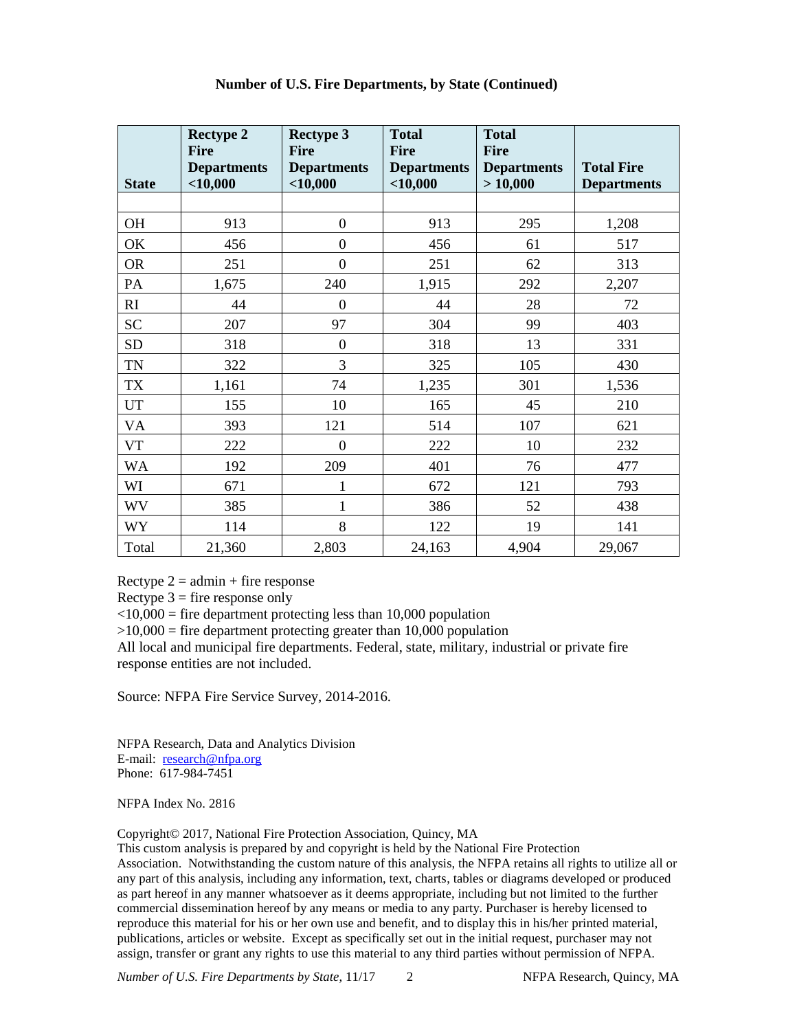**Number of U.S. Fire Departments, by State (Continued)**

| State | Rectype 2 Fire Departments <10,000 | Rectype 3 Fire Departments <10,000 | Total Fire Departments <10,000 | Total Fire Departments > 10,000 | Total Fire Departments |
|---|---|---|---|---|---|
| | | | | | |
| OH | 913 | 0 | 913 | 295 | 1,208 |
| OK | 456 | 0 | 456 | 61 | 517 |
| OR | 251 | 0 | 251 | 62 | 313 |
| PA | 1,675 | 240 | 1,915 | 292 | 2,207 |
| RI | 44 | 0 | 44 | 28 | 72 |
| SC | 207 | 97 | 304 | 99 | 403 |
| SD | 318 | 0 | 318 | 13 | 331 |
| TN | 322 | 3 | 325 | 105 | 430 |
| TX | 1,161 | 74 | 1,235 | 301 | 1,536 |
| UT | 155 | 10 | 165 | 45 | 210 |
| VA | 393 | 121 | 514 | 107 | 621 |
| VT | 222 | 0 | 222 | 10 | 232 |
| WA | 192 | 209 | 401 | 76 | 477 |
| WI | 671 | 1 | 672 | 121 | 793 |
| WV | 385 | 1 | 386 | 52 | 438 |
| WY | 114 | 8 | 122 | 19 | 141 |
| Total | 21,360 | 2,803 | 24,163 | 4,904 | 29,067 |

Rectype 2 = admin + fire response
Rectype 3 = fire response only
<10,000 = fire department protecting less than 10,000 population
>10,000 = fire department protecting greater than 10,000 population
All local and municipal fire departments. Federal, state, military, industrial or private fire response entities are not included.

Source: NFPA Fire Service Survey, 2014-2016.

NFPA Research, Data and Analytics Division
E-mail: research@nfpa.org
Phone: 617-984-7451

NFPA Index No. 2816

Copyright© 2017, National Fire Protection Association, Quincy, MA
This custom analysis is prepared by and copyright is held by the National Fire Protection Association. Notwithstanding the custom nature of this analysis, the NFPA retains all rights to utilize all or any part of this analysis, including any information, text, charts, tables or diagrams developed or produced as part hereof in any manner whatsoever as it deems appropriate, including but not limited to the further commercial dissemination hereof by any means or media to any party. Purchaser is hereby licensed to reproduce this material for his or her own use and benefit, and to display this in his/her printed material, publications, articles or website. Except as specifically set out in the initial request, purchaser may not assign, transfer or grant any rights to use this material to any third parties without permission of NFPA.